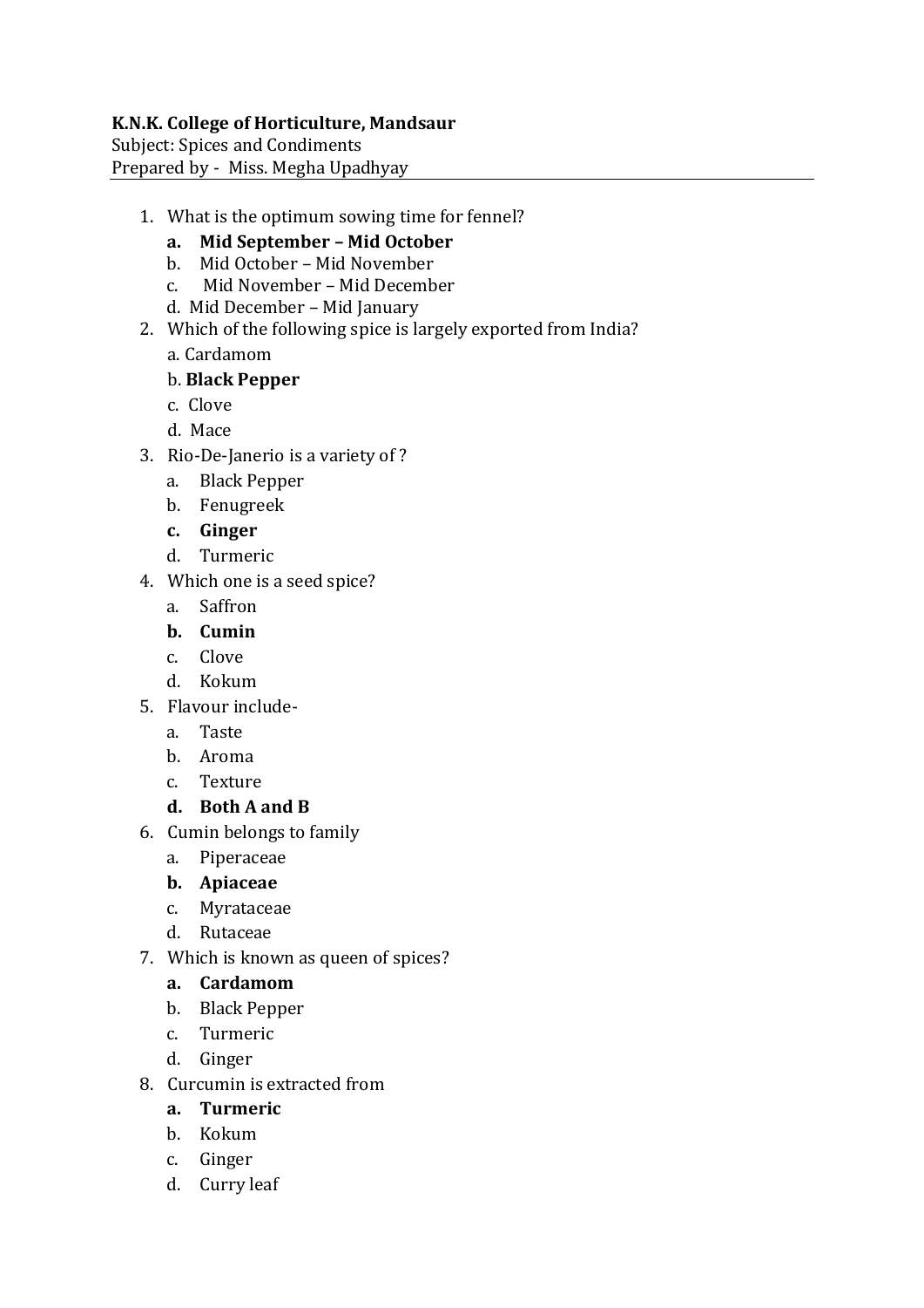**K.N.K. College of Horticulture, Mandsaur**
Subject: Spices and Condiments
Prepared by - Miss. Megha Upadhyay

---

1. What is the optimum sowing time for fennel?
   a. **Mid September – Mid October**
   b. Mid October – Mid November
   c. Mid November – Mid December
   d. Mid December – Mid January
2. Which of the following spice is largely exported from India?
   a. Cardamom
   b. **Black Pepper**
   c. Clove
   d. Mace
3. Rio-De-Janerio is a variety of ?
   a. Black Pepper
   b. Fenugreek
   c. **Ginger**
   d. Turmeric
4. Which one is a seed spice?
   a. Saffron
   b. **Cumin**
   c. Clove
   d. Kokum
5. Flavour include-
   a. Taste
   b. Aroma
   c. Texture
   d. **Both A and B**
6. Cumin belongs to family
   a. Piperaceae
   b. **Apiaceae**
   c. Myrataceae
   d. Rutaceae
7. Which is known as queen of spices?
   a. **Cardamom**
   b. Black Pepper
   c. Turmeric
   d. Ginger
8. Curcumin is extracted from
   a. **Turmeric**
   b. Kokum
   c. Ginger
   d. Curry leaf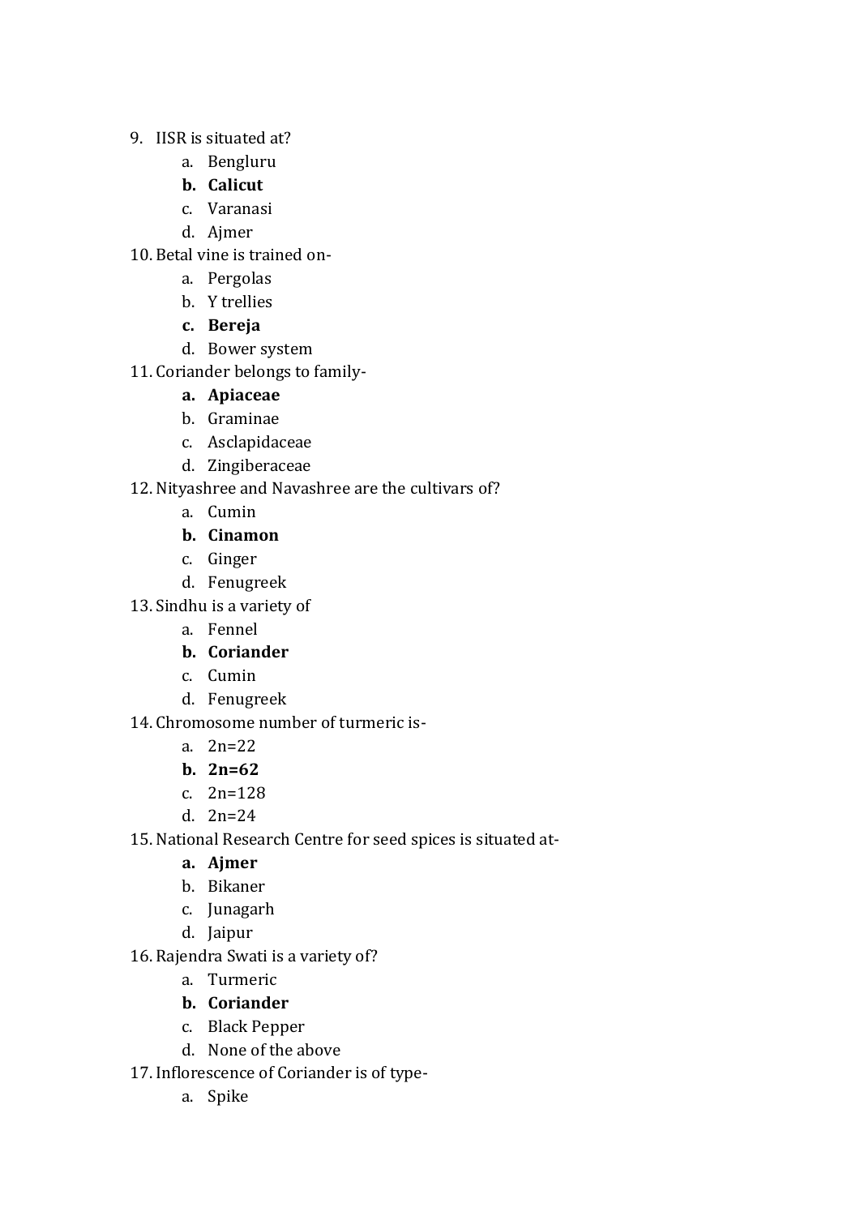9. IISR is situated at?
    a. Bengluru
    **b. Calicut**
    c. Varanasi
    d. Ajmer
10. Betal vine is trained on-
    a. Pergolas
    b. Y trellies
    **c. Bereja**
    d. Bower system
11. Coriander belongs to family-
    **a. Apiaceae**
    b. Graminae
    c. Asclapidaceae
    d. Zingiberaceae
12. Nityashree and Navashree are the cultivars of?
    a. Cumin
    **b. Cinamon**
    c. Ginger
    d. Fenugreek
13. Sindhu is a variety of
    a. Fennel
    **b. Coriander**
    c. Cumin
    d. Fenugreek
14. Chromosome number of turmeric is-
    a. 2n=22
    **b. 2n=62**
    c. 2n=128
    d. 2n=24
15. National Research Centre for seed spices is situated at-
    **a. Ajmer**
    b. Bikaner
    c. Junagarh
    d. Jaipur
16. Rajendra Swati is a variety of?
    a. Turmeric
    **b. Coriander**
    c. Black Pepper
    d. None of the above
17. Inflorescence of Coriander is of type-
    a. Spike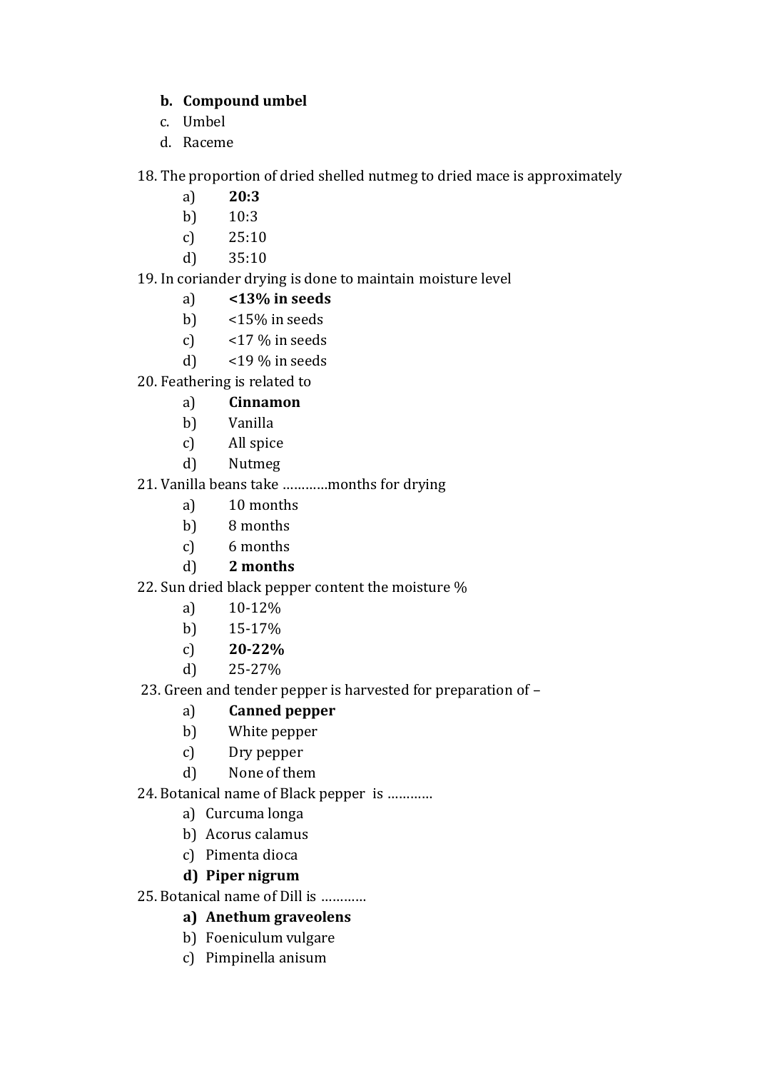b. **Compound umbel**  
c. Umbel  
d. Raceme

18. The proportion of dried shelled nutmeg to dried mace is approximately
    a) **20:3**
    b) 10:3
    c) 25:10
    d) 35:10
19. In coriander drying is done to maintain moisture level
    a) **<13% in seeds**
    b) <15% in seeds
    c) <17 % in seeds
    d) <19 % in seeds
20. Feathering is related to
    a) **Cinnamon**
    b) Vanilla
    c) All spice
    d) Nutmeg
21. Vanilla beans take …………months for drying
    a) 10 months
    b) 8 months
    c) 6 months
    d) **2 months**
22. Sun dried black pepper content the moisture %
    a) 10-12%
    b) 15-17%
    c) **20-22%**
    d) 25-27%
23. Green and tender pepper is harvested for preparation of –
    a) **Canned pepper**
    b) White pepper
    c) Dry pepper
    d) None of them
24. Botanical name of Black pepper is …………
    a) Curcuma longa
    b) Acorus calamus
    c) Pimenta dioca
    d) **Piper nigrum**
25. Botanical name of Dill is …………
    a) **Anethum graveolens**
    b) Foeniculum vulgare
    c) Pimpinella anisum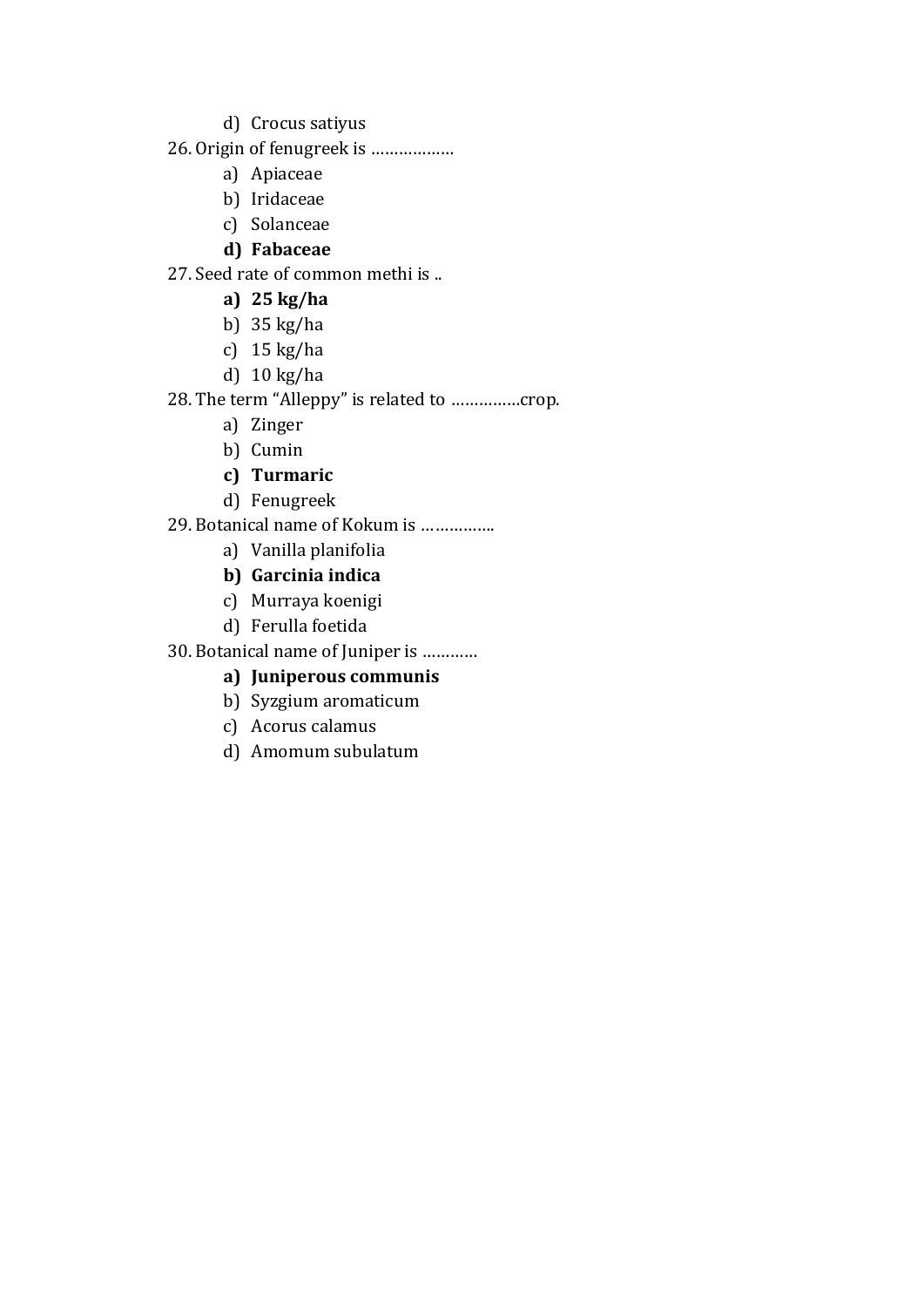d) Crocus satiyus

26. Origin of fenugreek is ………………
    a) Apiaceae
    b) Iridaceae
    c) Solanceae
    **d) Fabaceae**
27. Seed rate of common methi is ..
    **a) 25 kg/ha**
    b) 35 kg/ha
    c) 15 kg/ha
    d) 10 kg/ha
28. The term "Alleppy" is related to ……………crop.
    a) Zinger
    b) Cumin
    **c) Turmaric**
    d) Fenugreek
29. Botanical name of Kokum is ……………..
    a) Vanilla planifolia
    **b) Garcinia indica**
    c) Murraya koenigi
    d) Ferulla foetida
30. Botanical name of Juniper is …………
    **a) Juniperous communis**
    b) Syzgium aromaticum
    c) Acorus calamus
    d) Amomum subulatum